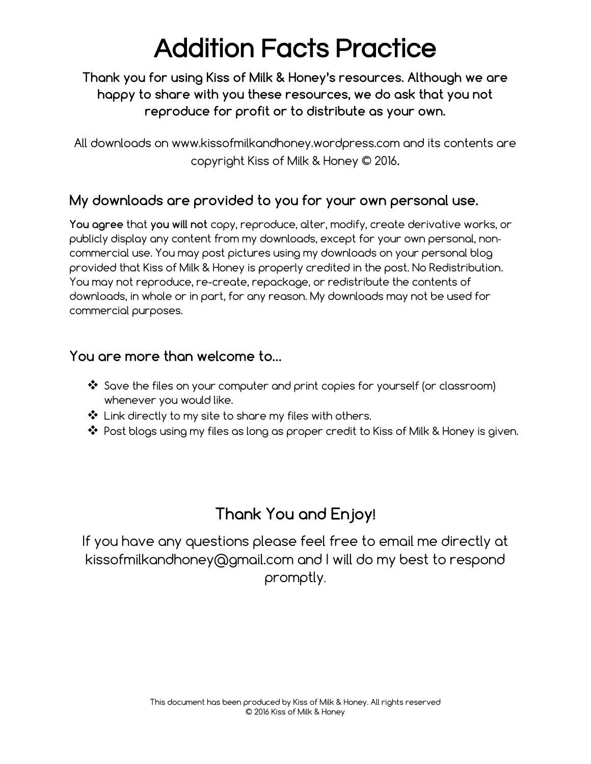# Addition Facts Practice

**Thank you for using Kiss of Milk & Honey's resources. Although we are happy to share with you these resources, we do ask that you not reproduce for profit or to distribute as your own.**

All downloads on www.kissofmilkandhoney.wordpress.com and its contents are copyright Kiss of Milk & Honey © 2016.

### My downloads are provided to you for your own personal use.

**You agree** that **you will not** copy, reproduce, alter, modify, create derivative works, or publicly display any content from my downloads, except for your own personal, non-commercial use. You may post pictures using my downloads on your personal blog provided that Kiss of Milk & Honey is properly credited in the post. No Redistribution. You may not reproduce, re-create, repackage, or redistribute the contents of downloads, in whole or in part, for any reason. My downloads may not be used for commercial purposes.

### You are more than welcome to…

- Save the files on your computer and print copies for yourself (or classroom) whenever you would like.
- Link directly to my site to share my files with others.
- Post blogs using my files as long as proper credit to Kiss of Milk & Honey is given.

## Thank You and Enjoy!

If you have any questions please feel free to email me directly at kissofmilkandhoney@gmail.com and I will do my best to respond promptly.

This document has been produced by Kiss of Milk & Honey. All rights reserved
© 2016 Kiss of Milk & Honey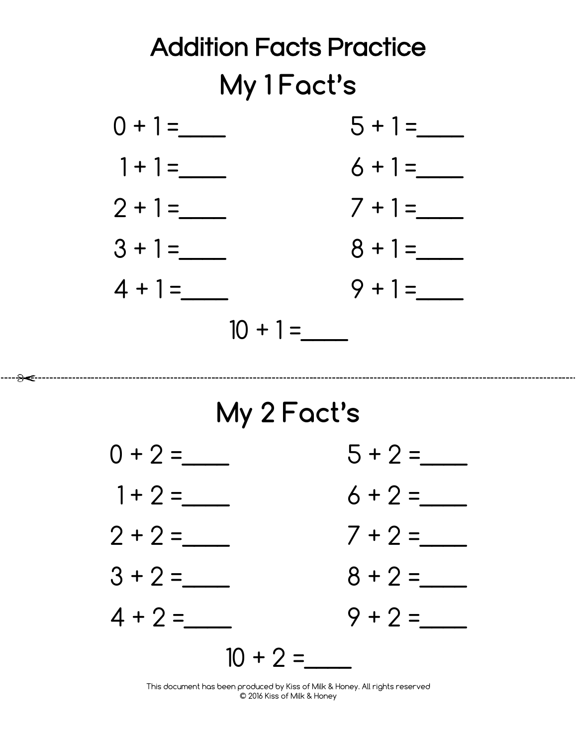# Addition Facts Practice

## My 1 Fact's

$0 + 1 =$ ____

$1 + 1 =$ ____

$2 + 1 =$ ____

$3 + 1 =$ ____

$4 + 1 =$ ____

$5 + 1 =$ ____

$6 + 1 =$ ____

$7 + 1 =$ ____

$8 + 1 =$ ____

$9 + 1 =$ ____

$10 + 1 =$ ____

---

## My 2 Fact's

$0 + 2 =$ ____

$1 + 2 =$ ____

$2 + 2 =$ ____

$3 + 2 =$ ____

$4 + 2 =$ ____

$5 + 2 =$ ____

$6 + 2 =$ ____

$7 + 2 =$ ____

$8 + 2 =$ ____

$9 + 2 =$ ____

$10 + 2 =$ ____

This document has been produced by Kiss of Milk & Honey. All rights reserved
© 2016 Kiss of Milk & Honey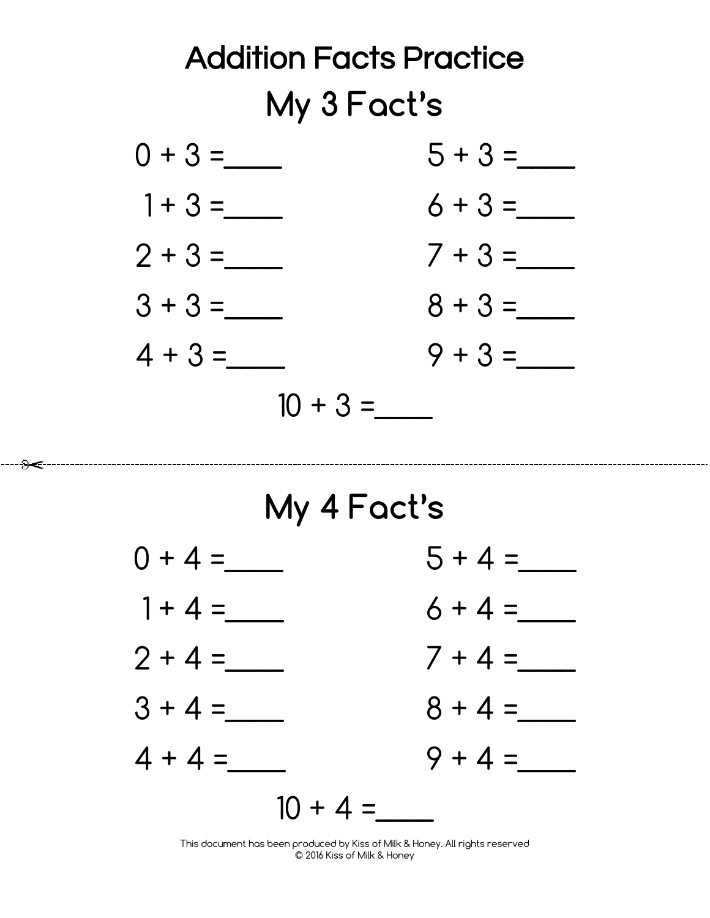# Addition Facts Practice

## My 3 Fact's

$0 + 3 =$ ____

$1 + 3 =$ ____

$2 + 3 =$ ____

$3 + 3 =$ ____

$4 + 3 =$ ____

$5 + 3 =$ ____

$6 + 3 =$ ____

$7 + 3 =$ ____

$8 + 3 =$ ____

$9 + 3 =$ ____

$10 + 3 =$ ____

---

## My 4 Fact's

$0 + 4 =$ ____

$1 + 4 =$ ____

$2 + 4 =$ ____

$3 + 4 =$ ____

$4 + 4 =$ ____

$5 + 4 =$ ____

$6 + 4 =$ ____

$7 + 4 =$ ____

$8 + 4 =$ ____

$9 + 4 =$ ____

$10 + 4 =$ ____

This document has been produced by Kiss of Milk & Honey. All rights reserved
© 2016 Kiss of Milk & Honey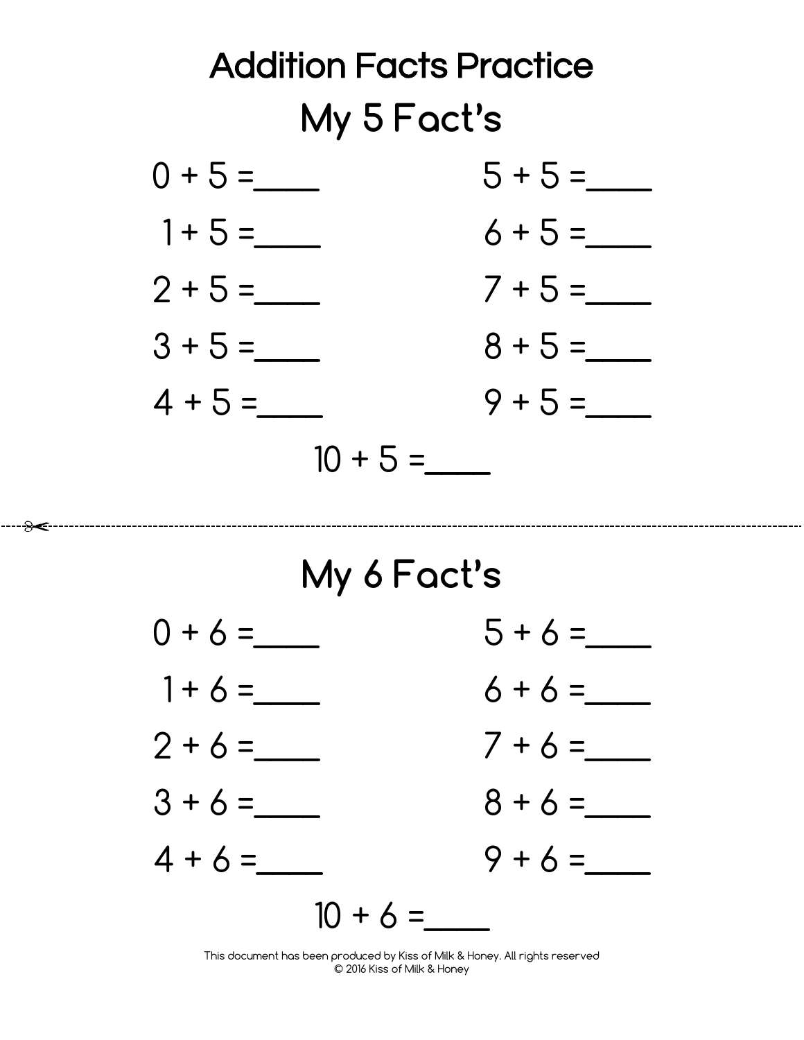# Addition Facts Practice

## My 5 Fact's

$0 + 5 =$ ____

$1 + 5 =$ ____

$2 + 5 =$ ____

$3 + 5 =$ ____

$4 + 5 =$ ____

$5 + 5 =$ ____

$6 + 5 =$ ____

$7 + 5 =$ ____

$8 + 5 =$ ____

$9 + 5 =$ ____

$10 + 5 =$ ____

---

## My 6 Fact's

$0 + 6 =$ ____

$1 + 6 =$ ____

$2 + 6 =$ ____

$3 + 6 =$ ____

$4 + 6 =$ ____

$5 + 6 =$ ____

$6 + 6 =$ ____

$7 + 6 =$ ____

$8 + 6 =$ ____

$9 + 6 =$ ____

$10 + 6 =$ ____

This document has been produced by Kiss of Milk & Honey. All rights reserved
© 2016 Kiss of Milk & Honey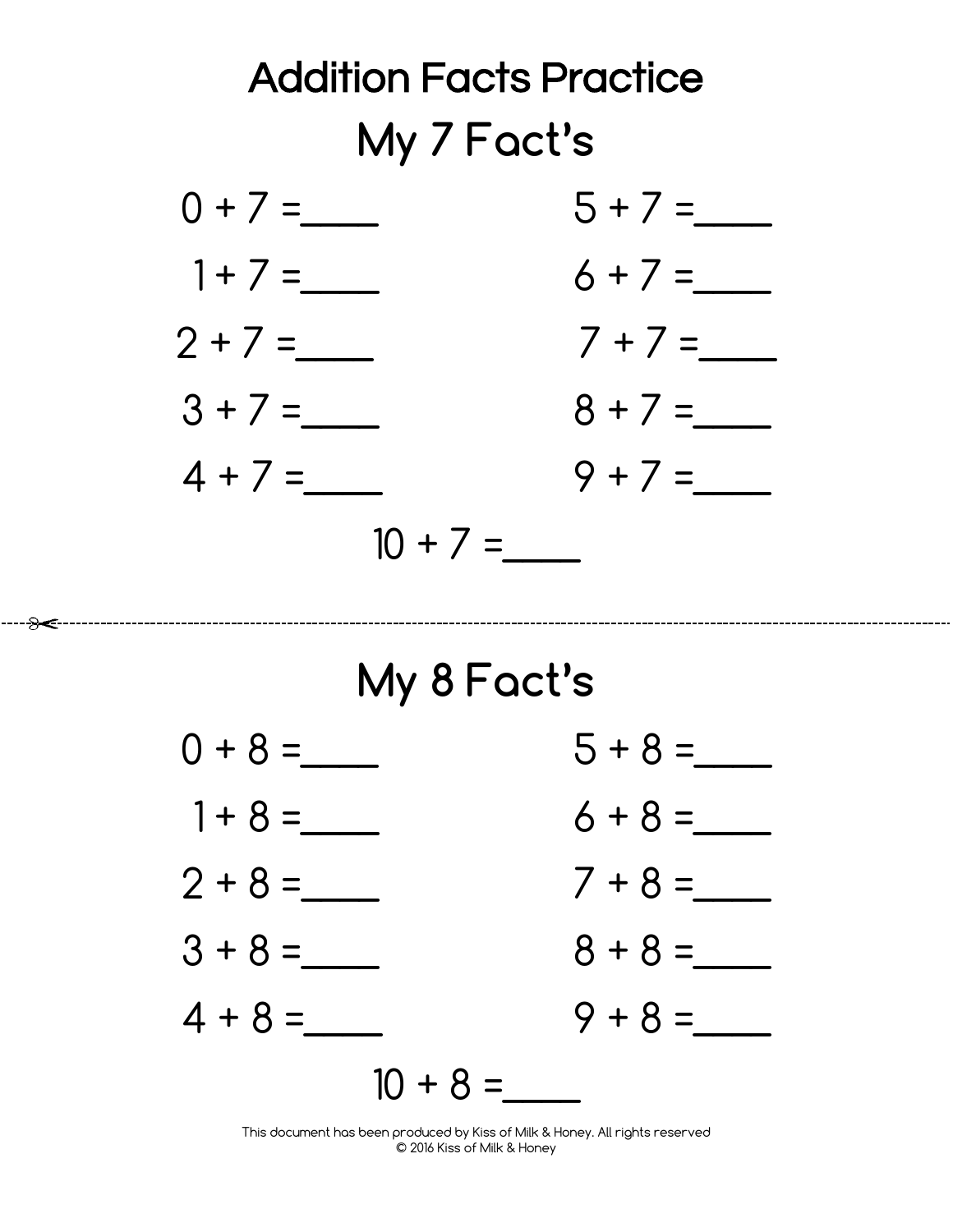# Addition Facts Practice

## My 7 Fact's

$0 + 7 =$____

$1 + 7 =$____

$2 + 7 =$____

$3 + 7 =$____

$4 + 7 =$____

$5 + 7 =$____

$6 + 7 =$____

$7 + 7 =$____

$8 + 7 =$____

$9 + 7 =$____

$10 + 7 =$____

---

## My 8 Fact's

$0 + 8 =$____

$1 + 8 =$____

$2 + 8 =$____

$3 + 8 =$____

$4 + 8 =$____

$5 + 8 =$____

$6 + 8 =$____

$7 + 8 =$____

$8 + 8 =$____

$9 + 8 =$____

$10 + 8 =$____

This document has been produced by Kiss of Milk & Honey. All rights reserved
© 2016 Kiss of Milk & Honey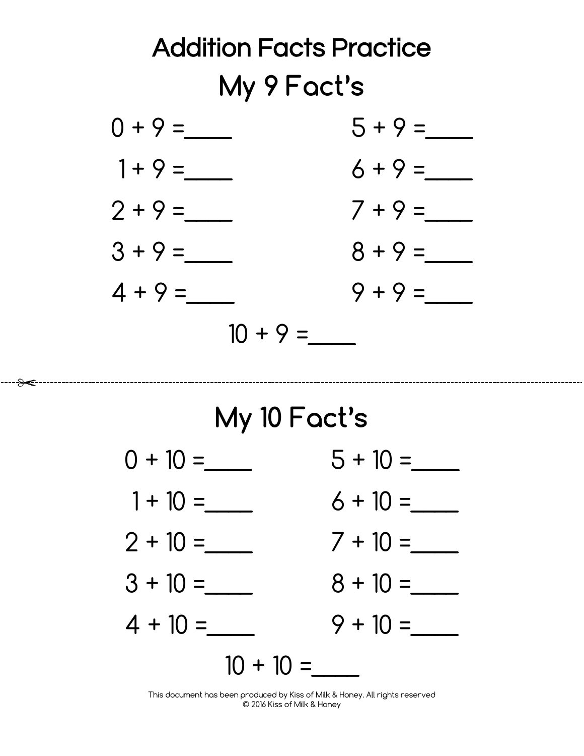# Addition Facts Practice

## My 9 Fact's

0 + 9 =____

1 + 9 =____

2 + 9 =____

3 + 9 =____

4 + 9 =____

5 + 9 =____

6 + 9 =____

7 + 9 =____

8 + 9 =____

9 + 9 =____

10 + 9 =____

## My 10 Fact's

0 + 10 =____

1 + 10 =____

2 + 10 =____

3 + 10 =____

4 + 10 =____

5 + 10 =____

6 + 10 =____

7 + 10 =____

8 + 10 =____

9 + 10 =____

10 + 10 =____

This document has been produced by Kiss of Milk & Honey. All rights reserved
© 2016 Kiss of Milk & Honey